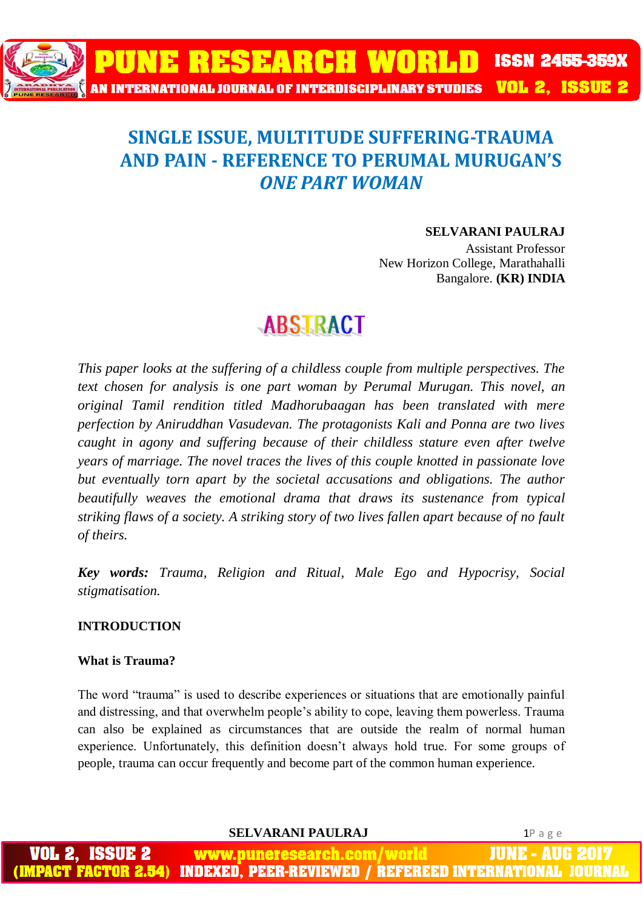# SINGLE ISSUE, MULTITUDE SUFFERING-TRAUMA AND PAIN - REFERENCE TO PERUMAL MURUGAN'S *ONE PART WOMAN*

**SELVARANI PAULRAJ**
Assistant Professor
New Horizon College, Marathahalli
Bangalore. **(KR) INDIA**

## ABSTRACT

*This paper looks at the suffering of a childless couple from multiple perspectives. The text chosen for analysis is one part woman by Perumal Murugan. This novel, an original Tamil rendition titled Madhorubaagan has been translated with mere perfection by Aniruddhan Vasudevan. The protagonists Kali and Ponna are two lives caught in agony and suffering because of their childless stature even after twelve years of marriage. The novel traces the lives of this couple knotted in passionate love but eventually torn apart by the societal accusations and obligations. The author beautifully weaves the emotional drama that draws its sustenance from typical striking flaws of a society. A striking story of two lives fallen apart because of no fault of theirs.*

***Key words:*** *Trauma, Religion and Ritual, Male Ego and Hypocrisy, Social stigmatisation.*

### INTRODUCTION

#### What is Trauma?

The word "trauma" is used to describe experiences or situations that are emotionally painful and distressing, and that overwhelm people's ability to cope, leaving them powerless. Trauma can also be explained as circumstances that are outside the realm of normal human experience. Unfortunately, this definition doesn't always hold true. For some groups of people, trauma can occur frequently and become part of the common human experience.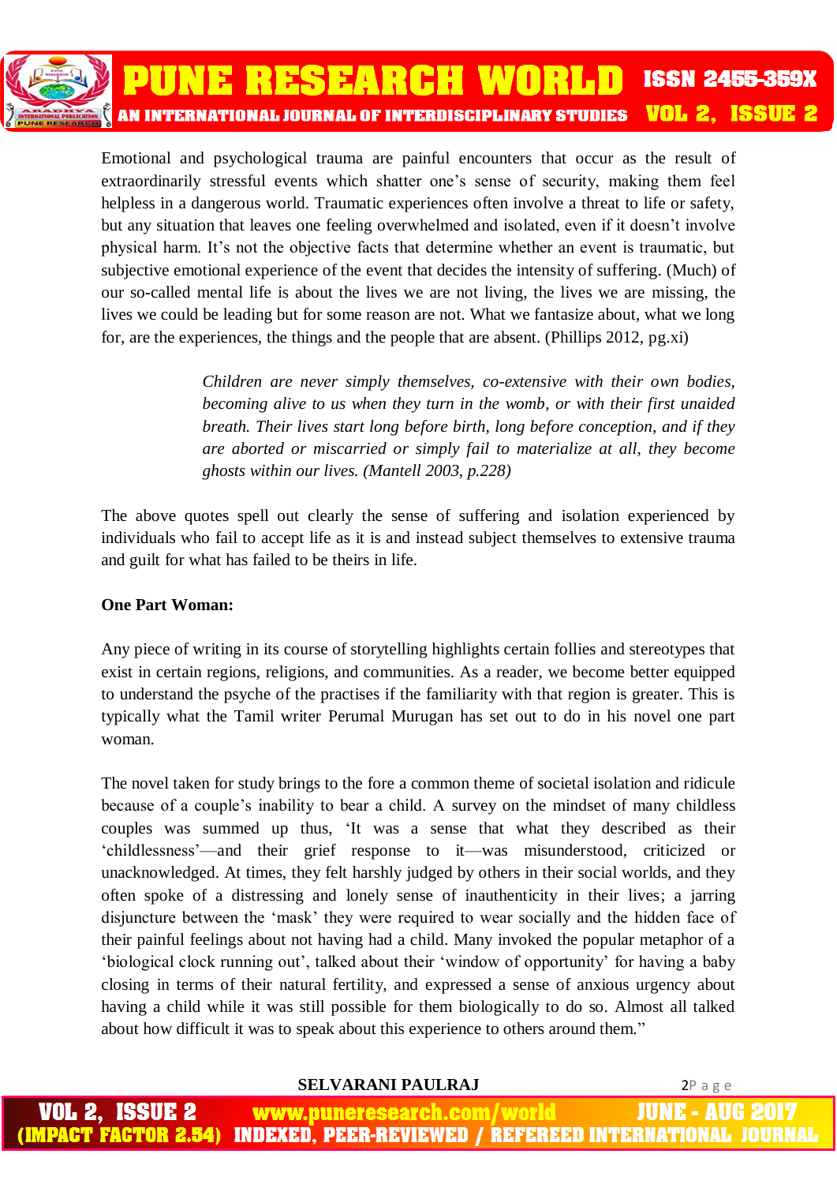Emotional and psychological trauma are painful encounters that occur as the result of extraordinarily stressful events which shatter one's sense of security, making them feel helpless in a dangerous world. Traumatic experiences often involve a threat to life or safety, but any situation that leaves one feeling overwhelmed and isolated, even if it doesn't involve physical harm. It's not the objective facts that determine whether an event is traumatic, but subjective emotional experience of the event that decides the intensity of suffering. (Much) of our so-called mental life is about the lives we are not living, the lives we are missing, the lives we could be leading but for some reason are not. What we fantasize about, what we long for, are the experiences, the things and the people that are absent. (Phillips 2012, pg.xi)

> *Children are never simply themselves, co-extensive with their own bodies, becoming alive to us when they turn in the womb, or with their first unaided breath. Their lives start long before birth, long before conception, and if they are aborted or miscarried or simply fail to materialize at all, they become ghosts within our lives. (Mantell 2003, p.228)*

The above quotes spell out clearly the sense of suffering and isolation experienced by individuals who fail to accept life as it is and instead subject themselves to extensive trauma and guilt for what has failed to be theirs in life.

**One Part Woman:**

Any piece of writing in its course of storytelling highlights certain follies and stereotypes that exist in certain regions, religions, and communities. As a reader, we become better equipped to understand the psyche of the practises if the familiarity with that region is greater. This is typically what the Tamil writer Perumal Murugan has set out to do in his novel one part woman.

The novel taken for study brings to the fore a common theme of societal isolation and ridicule because of a couple's inability to bear a child. A survey on the mindset of many childless couples was summed up thus, 'It was a sense that what they described as their 'childlessness'—and their grief response to it—was misunderstood, criticized or unacknowledged. At times, they felt harshly judged by others in their social worlds, and they often spoke of a distressing and lonely sense of inauthenticity in their lives; a jarring disjuncture between the 'mask' they were required to wear socially and the hidden face of their painful feelings about not having had a child. Many invoked the popular metaphor of a 'biological clock running out', talked about their 'window of opportunity' for having a baby closing in terms of their natural fertility, and expressed a sense of anxious urgency about having a child while it was still possible for them biologically to do so. Almost all talked about how difficult it was to speak about this experience to others around them."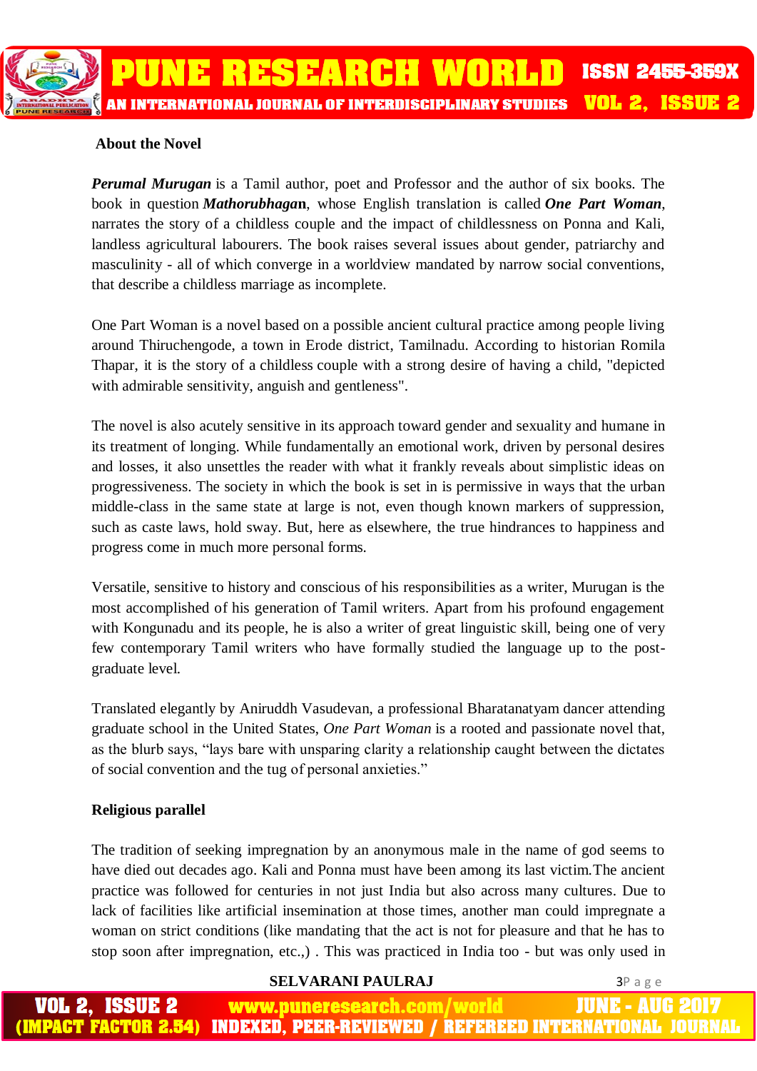### About the Novel

***Perumal Murugan*** is a Tamil author, poet and Professor and the author of six books. The book in question ***Mathorubhagan***, whose English translation is called ***One Part Woman***, narrates the story of a childless couple and the impact of childlessness on Ponna and Kali, landless agricultural labourers. The book raises several issues about gender, patriarchy and masculinity - all of which converge in a worldview mandated by narrow social conventions, that describe a childless marriage as incomplete.

One Part Woman is a novel based on a possible ancient cultural practice among people living around Thiruchengode, a town in Erode district, Tamilnadu. According to historian Romila Thapar, it is the story of a childless couple with a strong desire of having a child, "depicted with admirable sensitivity, anguish and gentleness".

The novel is also acutely sensitive in its approach toward gender and sexuality and humane in its treatment of longing. While fundamentally an emotional work, driven by personal desires and losses, it also unsettles the reader with what it frankly reveals about simplistic ideas on progressiveness. The society in which the book is set in is permissive in ways that the urban middle-class in the same state at large is not, even though known markers of suppression, such as caste laws, hold sway. But, here as elsewhere, the true hindrances to happiness and progress come in much more personal forms.

Versatile, sensitive to history and conscious of his responsibilities as a writer, Murugan is the most accomplished of his generation of Tamil writers. Apart from his profound engagement with Kongunadu and its people, he is also a writer of great linguistic skill, being one of very few contemporary Tamil writers who have formally studied the language up to the post-graduate level.

Translated elegantly by Aniruddh Vasudevan, a professional Bharatanatyam dancer attending graduate school in the United States, *One Part Woman* is a rooted and passionate novel that, as the blurb says, “lays bare with unsparing clarity a relationship caught between the dictates of social convention and the tug of personal anxieties.”

### Religious parallel

The tradition of seeking impregnation by an anonymous male in the name of god seems to have died out decades ago. Kali and Ponna must have been among its last victim.The ancient practice was followed for centuries in not just India but also across many cultures. Due to lack of facilities like artificial insemination at those times, another man could impregnate a woman on strict conditions (like mandating that the act is not for pleasure and that he has to stop soon after impregnation, etc.,) . This was practiced in India too - but was only used in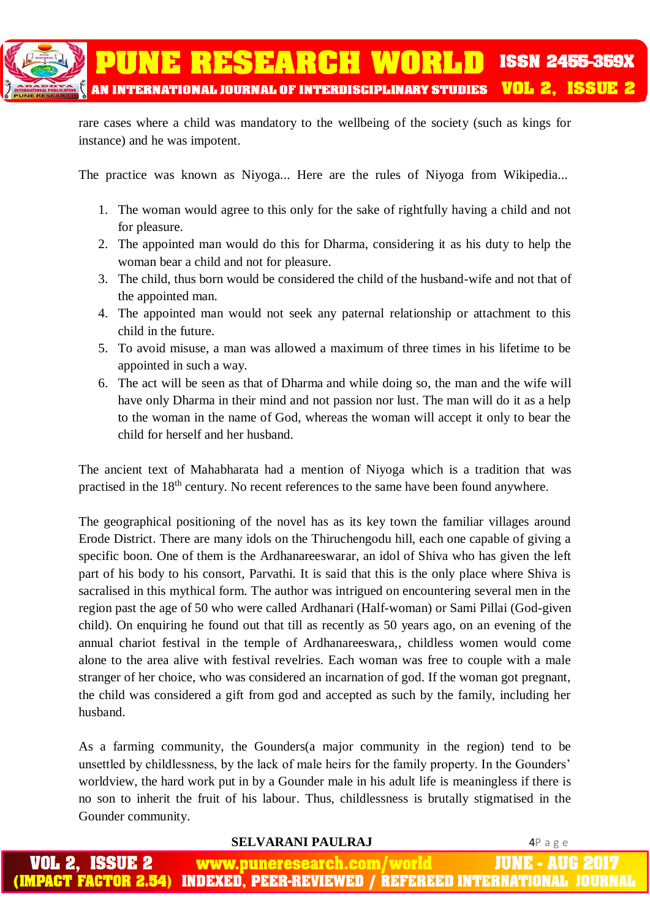rare cases where a child was mandatory to the wellbeing of the society (such as kings for instance) and he was impotent.

The practice was known as Niyoga... Here are the rules of Niyoga from Wikipedia...

1. The woman would agree to this only for the sake of rightfully having a child and not for pleasure.
2. The appointed man would do this for Dharma, considering it as his duty to help the woman bear a child and not for pleasure.
3. The child, thus born would be considered the child of the husband-wife and not that of the appointed man.
4. The appointed man would not seek any paternal relationship or attachment to this child in the future.
5. To avoid misuse, a man was allowed a maximum of three times in his lifetime to be appointed in such a way.
6. The act will be seen as that of Dharma and while doing so, the man and the wife will have only Dharma in their mind and not passion nor lust. The man will do it as a help to the woman in the name of God, whereas the woman will accept it only to bear the child for herself and her husband.

The ancient text of Mahabharata had a mention of Niyoga which is a tradition that was practised in the 18th century. No recent references to the same have been found anywhere.

The geographical positioning of the novel has as its key town the familiar villages around Erode District. There are many idols on the Thiruchengodu hill, each one capable of giving a specific boon. One of them is the Ardhanareeswarar, an idol of Shiva who has given the left part of his body to his consort, Parvathi. It is said that this is the only place where Shiva is sacralised in this mythical form. The author was intrigued on encountering several men in the region past the age of 50 who were called Ardhanari (Half-woman) or Sami Pillai (God-given child). On enquiring he found out that till as recently as 50 years ago, on an evening of the annual chariot festival in the temple of Ardhanareeswara,, childless women would come alone to the area alive with festival revelries. Each woman was free to couple with a male stranger of her choice, who was considered an incarnation of god. If the woman got pregnant, the child was considered a gift from god and accepted as such by the family, including her husband.

As a farming community, the Gounders(a major community in the region) tend to be unsettled by childlessness, by the lack of male heirs for the family property. In the Gounders' worldview, the hard work put in by a Gounder male in his adult life is meaningless if there is no son to inherit the fruit of his labour. Thus, childlessness is brutally stigmatised in the Gounder community.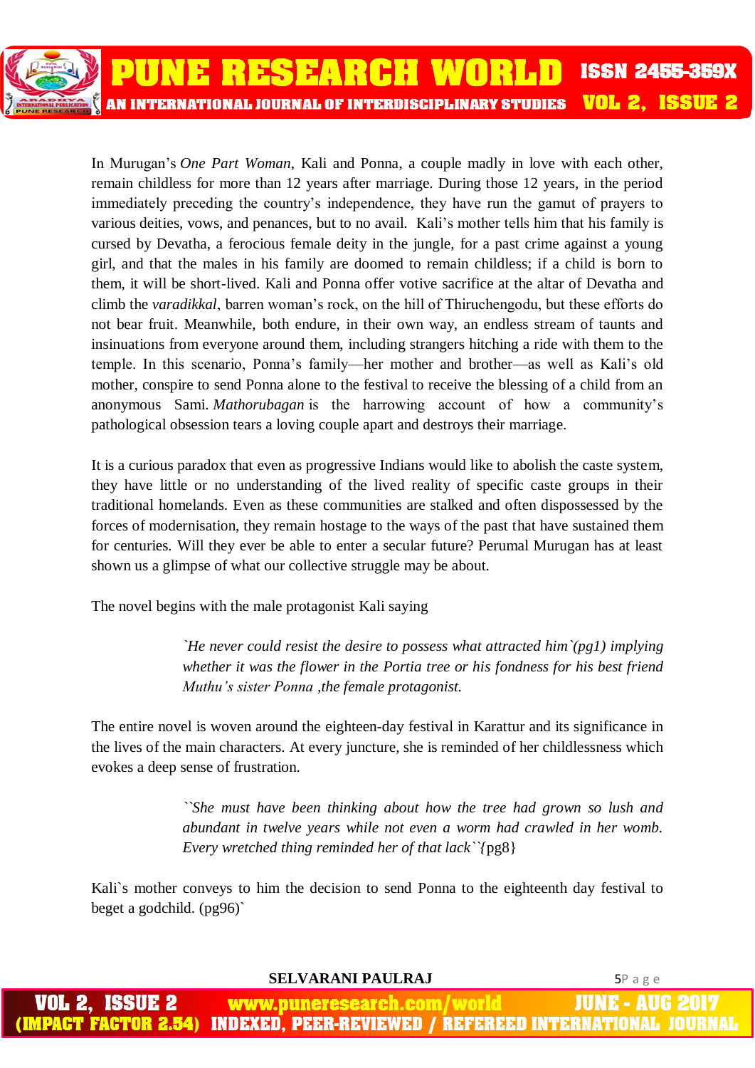In Murugan's *One Part Woman*, Kali and Ponna, a couple madly in love with each other, remain childless for more than 12 years after marriage. During those 12 years, in the period immediately preceding the country's independence, they have run the gamut of prayers to various deities, vows, and penances, but to no avail. Kali's mother tells him that his family is cursed by Devatha, a ferocious female deity in the jungle, for a past crime against a young girl, and that the males in his family are doomed to remain childless; if a child is born to them, it will be short-lived. Kali and Ponna offer votive sacrifice at the altar of Devatha and climb the *varadikkal*, barren woman's rock, on the hill of Thiruchengodu, but these efforts do not bear fruit. Meanwhile, both endure, in their own way, an endless stream of taunts and insinuations from everyone around them, including strangers hitching a ride with them to the temple. In this scenario, Ponna's family—her mother and brother—as well as Kali's old mother, conspire to send Ponna alone to the festival to receive the blessing of a child from an anonymous Sami. *Mathorubagan* is the harrowing account of how a community's pathological obsession tears a loving couple apart and destroys their marriage.

It is a curious paradox that even as progressive Indians would like to abolish the caste system, they have little or no understanding of the lived reality of specific caste groups in their traditional homelands. Even as these communities are stalked and often dispossessed by the forces of modernisation, they remain hostage to the ways of the past that have sustained them for centuries. Will they ever be able to enter a secular future? Perumal Murugan has at least shown us a glimpse of what our collective struggle may be about.

The novel begins with the male protagonist Kali saying

> *`He never could resist the desire to possess what attracted him`(pg1) implying whether it was the flower in the Portia tree or his fondness for his best friend Muthu's sister Ponna ,the female protagonist.*

The entire novel is woven around the eighteen-day festival in Karattur and its significance in the lives of the main characters. At every juncture, she is reminded of her childlessness which evokes a deep sense of frustration.

> *``She must have been thinking about how the tree had grown so lush and abundant in twelve years while not even a worm had crawled in her womb. Every wretched thing reminded her of that lack``*{pg8}

Kali`s mother conveys to him the decision to send Ponna to the eighteenth day festival to beget a godchild. (pg96)`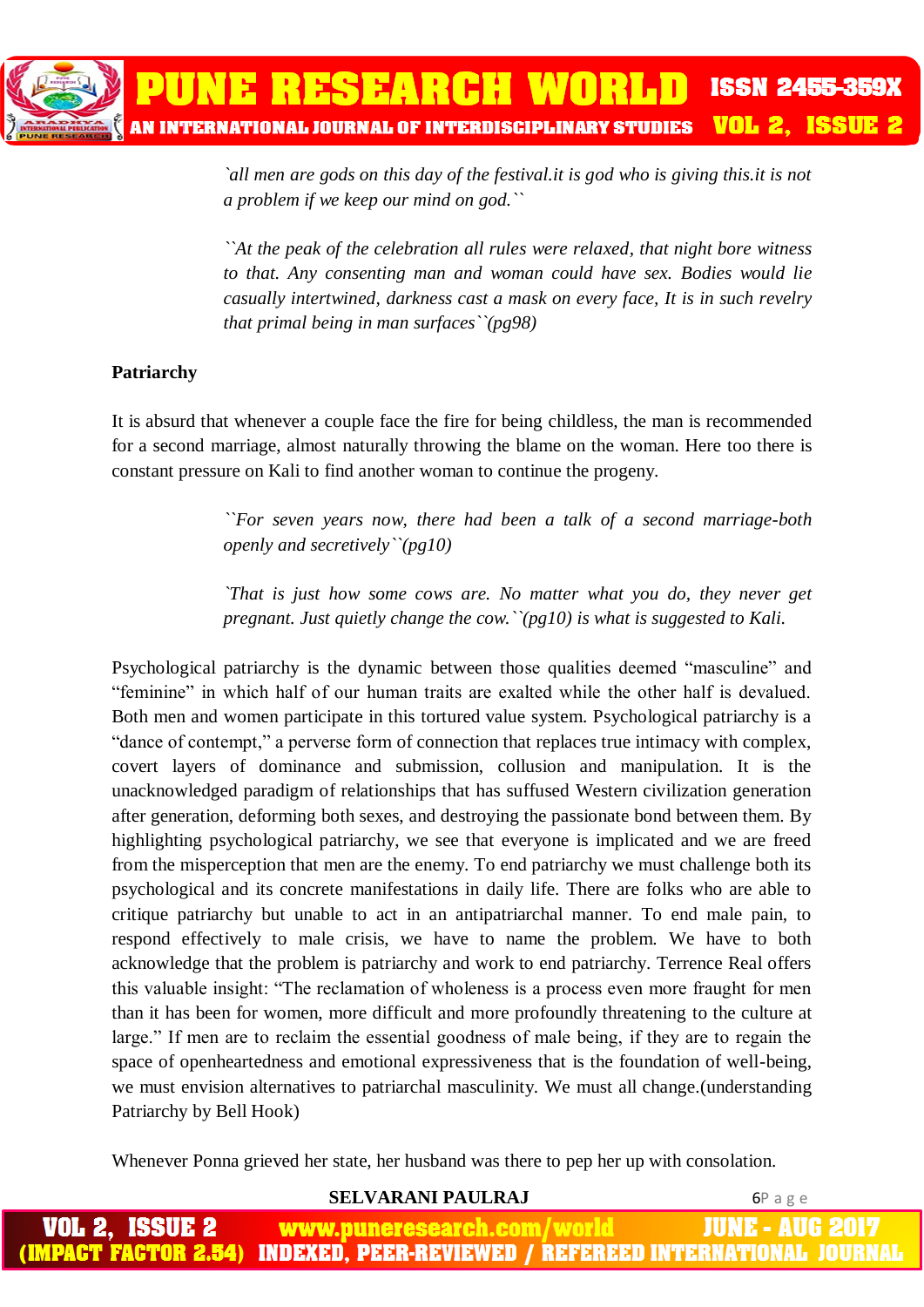> *`all men are gods on this day of the festival.it is god who is giving this.it is not a problem if we keep our mind on god.``*

> *``At the peak of the celebration all rules were relaxed, that night bore witness to that. Any consenting man and woman could have sex. Bodies would lie casually intertwined, darkness cast a mask on every face, It is in such revelry that primal being in man surfaces``(pg98)*

**Patriarchy**

It is absurd that whenever a couple face the fire for being childless, the man is recommended for a second marriage, almost naturally throwing the blame on the woman. Here too there is constant pressure on Kali to find another woman to continue the progeny.

> *``For seven years now, there had been a talk of a second marriage-both openly and secretively``(pg10)*

> *`That is just how some cows are. No matter what you do, they never get pregnant. Just quietly change the cow.``(pg10) is what is suggested to Kali.*

Psychological patriarchy is the dynamic between those qualities deemed "masculine" and "feminine" in which half of our human traits are exalted while the other half is devalued. Both men and women participate in this tortured value system. Psychological patriarchy is a "dance of contempt," a perverse form of connection that replaces true intimacy with complex, covert layers of dominance and submission, collusion and manipulation. It is the unacknowledged paradigm of relationships that has suffused Western civilization generation after generation, deforming both sexes, and destroying the passionate bond between them. By highlighting psychological patriarchy, we see that everyone is implicated and we are freed from the misperception that men are the enemy. To end patriarchy we must challenge both its psychological and its concrete manifestations in daily life. There are folks who are able to critique patriarchy but unable to act in an antipatriarchal manner. To end male pain, to respond effectively to male crisis, we have to name the problem. We have to both acknowledge that the problem is patriarchy and work to end patriarchy. Terrence Real offers this valuable insight: "The reclamation of wholeness is a process even more fraught for men than it has been for women, more difficult and more profoundly threatening to the culture at large." If men are to reclaim the essential goodness of male being, if they are to regain the space of openheartedness and emotional expressiveness that is the foundation of well-being, we must envision alternatives to patriarchal masculinity. We must all change.(understanding Patriarchy by Bell Hook)

Whenever Ponna grieved her state, her husband was there to pep her up with consolation.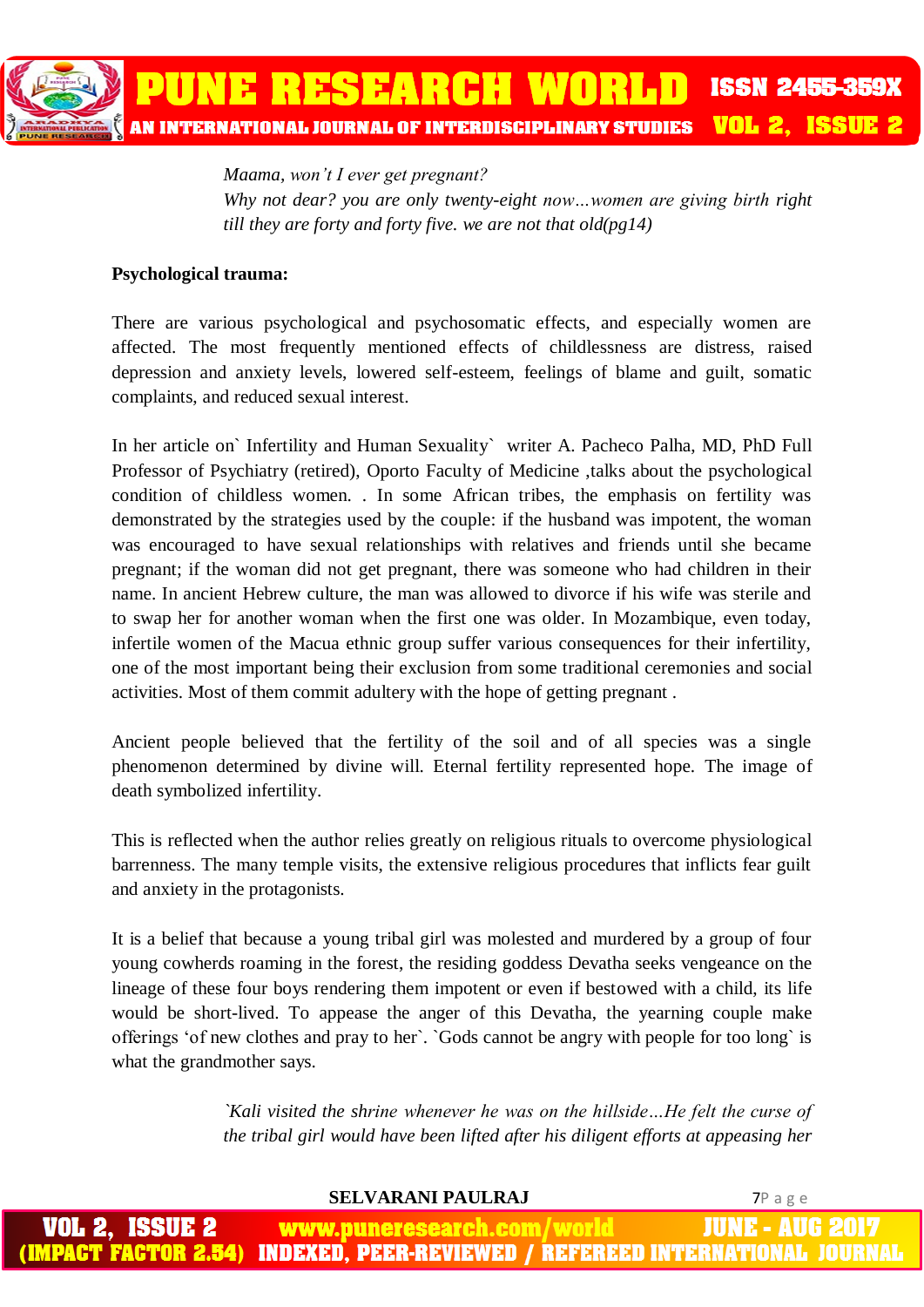*Maama, won't I ever get pregnant?*
*Why not dear? you are only twenty-eight now…women are giving birth right till they are forty and forty five. we are not that old(pg14)*

**Psychological trauma:**

There are various psychological and psychosomatic effects, and especially women are affected. The most frequently mentioned effects of childlessness are distress, raised depression and anxiety levels, lowered self-esteem, feelings of blame and guilt, somatic complaints, and reduced sexual interest.

In her article on` Infertility and Human Sexuality` writer A. Pacheco Palha, MD, PhD Full Professor of Psychiatry (retired), Oporto Faculty of Medicine ,talks about the psychological condition of childless women. . In some African tribes, the emphasis on fertility was demonstrated by the strategies used by the couple: if the husband was impotent, the woman was encouraged to have sexual relationships with relatives and friends until she became pregnant; if the woman did not get pregnant, there was someone who had children in their name. In ancient Hebrew culture, the man was allowed to divorce if his wife was sterile and to swap her for another woman when the first one was older. In Mozambique, even today, infertile women of the Macua ethnic group suffer various consequences for their infertility, one of the most important being their exclusion from some traditional ceremonies and social activities. Most of them commit adultery with the hope of getting pregnant .

Ancient people believed that the fertility of the soil and of all species was a single phenomenon determined by divine will. Eternal fertility represented hope. The image of death symbolized infertility.

This is reflected when the author relies greatly on religious rituals to overcome physiological barrenness. The many temple visits, the extensive religious procedures that inflicts fear guilt and anxiety in the protagonists.

It is a belief that because a young tribal girl was molested and murdered by a group of four young cowherds roaming in the forest, the residing goddess Devatha seeks vengeance on the lineage of these four boys rendering them impotent or even if bestowed with a child, its life would be short-lived. To appease the anger of this Devatha, the yearning couple make offerings 'of new clothes and pray to her`. `Gods cannot be angry with people for too long` is what the grandmother says.

*`Kali visited the shrine whenever he was on the hillside…He felt the curse of the tribal girl would have been lifted after his diligent efforts at appeasing her*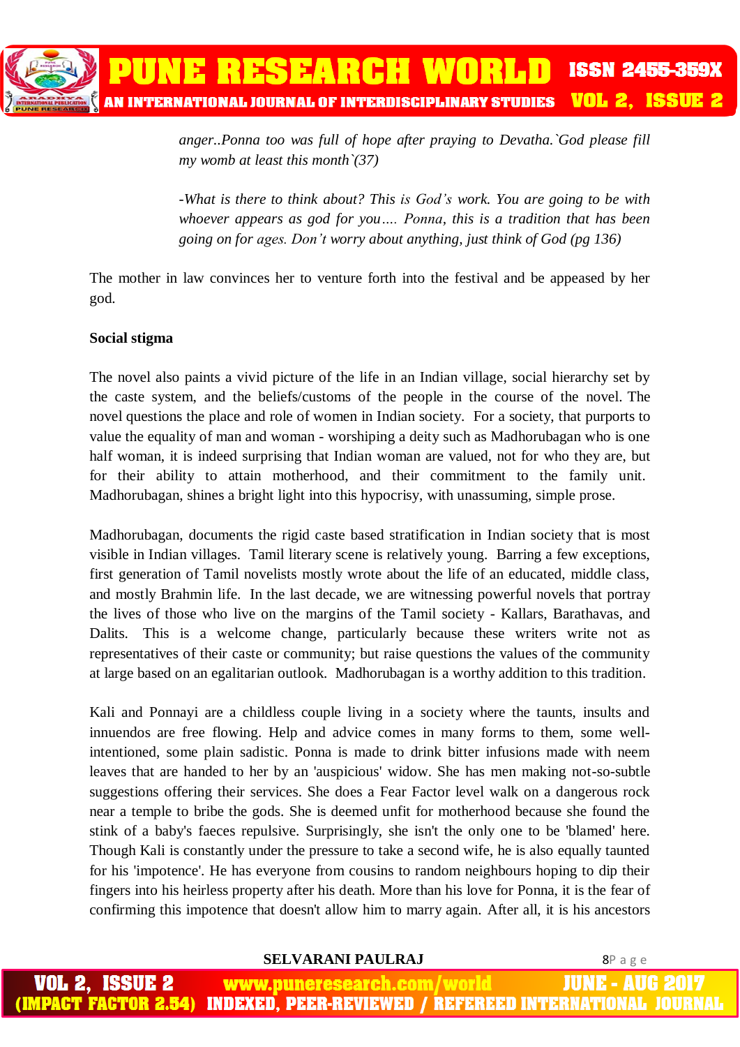*anger..Ponna too was full of hope after praying to Devatha.`God please fill my womb at least this month`(37)*

*-What is there to think about? This is God's work. You are going to be with whoever appears as god for you…. Ponna, this is a tradition that has been going on for ages. Don't worry about anything, just think of God (pg 136)*

The mother in law convinces her to venture forth into the festival and be appeased by her god.

**Social stigma**

The novel also paints a vivid picture of the life in an Indian village, social hierarchy set by the caste system, and the beliefs/customs of the people in the course of the novel. The novel questions the place and role of women in Indian society. For a society, that purports to value the equality of man and woman - worshiping a deity such as Madhorubagan who is one half woman, it is indeed surprising that Indian woman are valued, not for who they are, but for their ability to attain motherhood, and their commitment to the family unit. Madhorubagan, shines a bright light into this hypocrisy, with unassuming, simple prose.

Madhorubagan, documents the rigid caste based stratification in Indian society that is most visible in Indian villages. Tamil literary scene is relatively young. Barring a few exceptions, first generation of Tamil novelists mostly wrote about the life of an educated, middle class, and mostly Brahmin life. In the last decade, we are witnessing powerful novels that portray the lives of those who live on the margins of the Tamil society - Kallars, Barathavas, and Dalits. This is a welcome change, particularly because these writers write not as representatives of their caste or community; but raise questions the values of the community at large based on an egalitarian outlook. Madhorubagan is a worthy addition to this tradition.

Kali and Ponnayi are a childless couple living in a society where the taunts, insults and innuendos are free flowing. Help and advice comes in many forms to them, some well-intentioned, some plain sadistic. Ponna is made to drink bitter infusions made with neem leaves that are handed to her by an 'auspicious' widow. She has men making not-so-subtle suggestions offering their services. She does a Fear Factor level walk on a dangerous rock near a temple to bribe the gods. She is deemed unfit for motherhood because she found the stink of a baby's faeces repulsive. Surprisingly, she isn't the only one to be 'blamed' here. Though Kali is constantly under the pressure to take a second wife, he is also equally taunted for his 'impotence'. He has everyone from cousins to random neighbours hoping to dip their fingers into his heirless property after his death. More than his love for Ponna, it is the fear of confirming this impotence that doesn't allow him to marry again. After all, it is his ancestors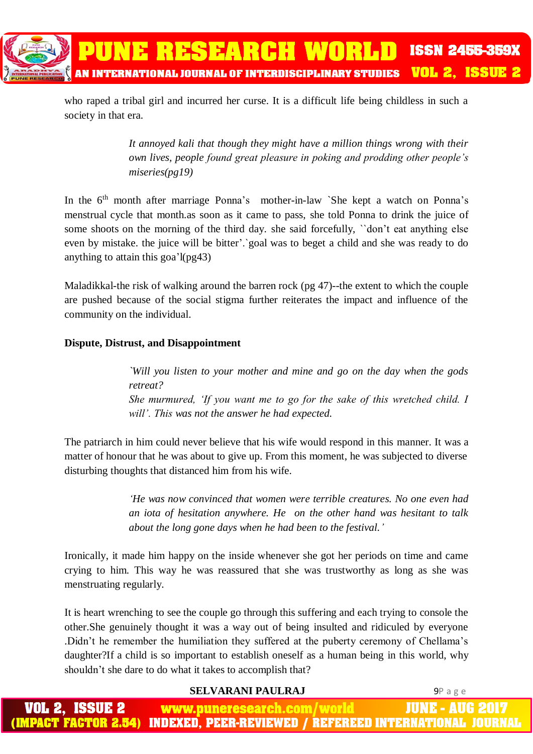who raped a tribal girl and incurred her curse. It is a difficult life being childless in such a society in that era.

> *It annoyed kali that though they might have a million things wrong with their own lives, people found great pleasure in poking and prodding other people's miseries(pg19)*

In the 6th month after marriage Ponna's mother-in-law `She kept a watch on Ponna's menstrual cycle that month.as soon as it came to pass, she told Ponna to drink the juice of some shoots on the morning of the third day. she said forcefully, ``don't eat anything else even by mistake. the juice will be bitter'.`goal was to beget a child and she was ready to do anything to attain this goa'l(pg43)

Maladikkal-the risk of walking around the barren rock (pg 47)--the extent to which the couple are pushed because of the social stigma further reiterates the impact and influence of the community on the individual.

**Dispute, Distrust, and Disappointment**

> *`Will you listen to your mother and mine and go on the day when the gods retreat?*
> *She murmured, 'If you want me to go for the sake of this wretched child. I will'. This was not the answer he had expected.*

The patriarch in him could never believe that his wife would respond in this manner. It was a matter of honour that he was about to give up. From this moment, he was subjected to diverse disturbing thoughts that distanced him from his wife.

> *'He was now convinced that women were terrible creatures. No one even had an iota of hesitation anywhere. He on the other hand was hesitant to talk about the long gone days when he had been to the festival.'*

Ironically, it made him happy on the inside whenever she got her periods on time and came crying to him. This way he was reassured that she was trustworthy as long as she was menstruating regularly.

It is heart wrenching to see the couple go through this suffering and each trying to console the other.She genuinely thought it was a way out of being insulted and ridiculed by everyone .Didn't he remember the humiliation they suffered at the puberty ceremony of Chellama's daughter?If a child is so important to establish oneself as a human being in this world, why shouldn't she dare to do what it takes to accomplish that?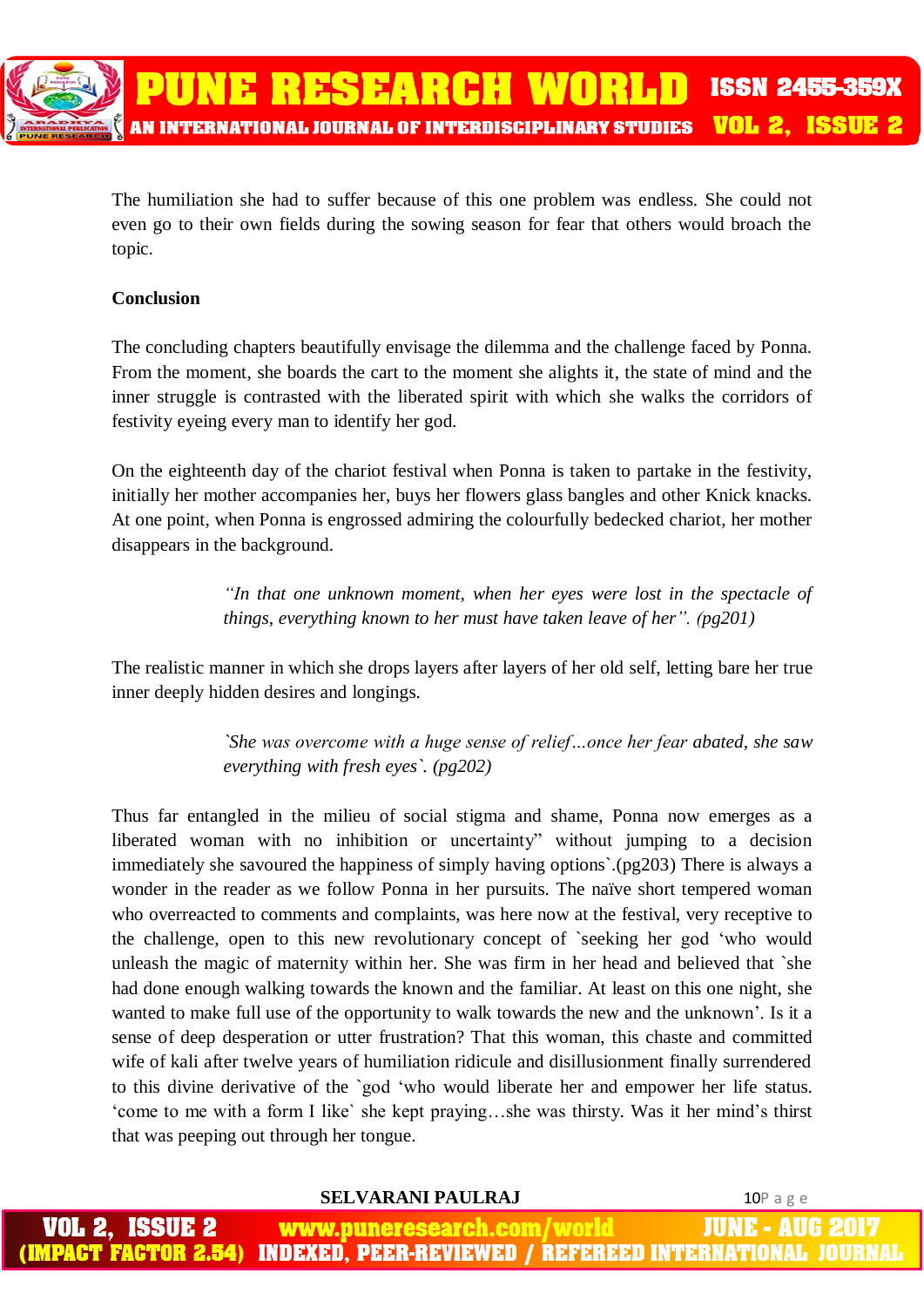The humiliation she had to suffer because of this one problem was endless. She could not even go to their own fields during the sowing season for fear that others would broach the topic.

**Conclusion**

The concluding chapters beautifully envisage the dilemma and the challenge faced by Ponna. From the moment, she boards the cart to the moment she alights it, the state of mind and the inner struggle is contrasted with the liberated spirit with which she walks the corridors of festivity eyeing every man to identify her god.

On the eighteenth day of the chariot festival when Ponna is taken to partake in the festivity, initially her mother accompanies her, buys her flowers glass bangles and other Knick knacks. At one point, when Ponna is engrossed admiring the colourfully bedecked chariot, her mother disappears in the background.

> *"In that one unknown moment, when her eyes were lost in the spectacle of things, everything known to her must have taken leave of her". (pg201)*

The realistic manner in which she drops layers after layers of her old self, letting bare her true inner deeply hidden desires and longings.

> *`She was overcome with a huge sense of relief…once her fear abated, she saw everything with fresh eyes`. (pg202)*

Thus far entangled in the milieu of social stigma and shame, Ponna now emerges as a liberated woman with no inhibition or uncertainty" without jumping to a decision immediately she savoured the happiness of simply having options`.(pg203) There is always a wonder in the reader as we follow Ponna in her pursuits. The naïve short tempered woman who overreacted to comments and complaints, was here now at the festival, very receptive to the challenge, open to this new revolutionary concept of `seeking her god 'who would unleash the magic of maternity within her. She was firm in her head and believed that `she had done enough walking towards the known and the familiar. At least on this one night, she wanted to make full use of the opportunity to walk towards the new and the unknown'. Is it a sense of deep desperation or utter frustration? That this woman, this chaste and committed wife of kali after twelve years of humiliation ridicule and disillusionment finally surrendered to this divine derivative of the `god 'who would liberate her and empower her life status. 'come to me with a form I like` she kept praying…she was thirsty. Was it her mind's thirst that was peeping out through her tongue.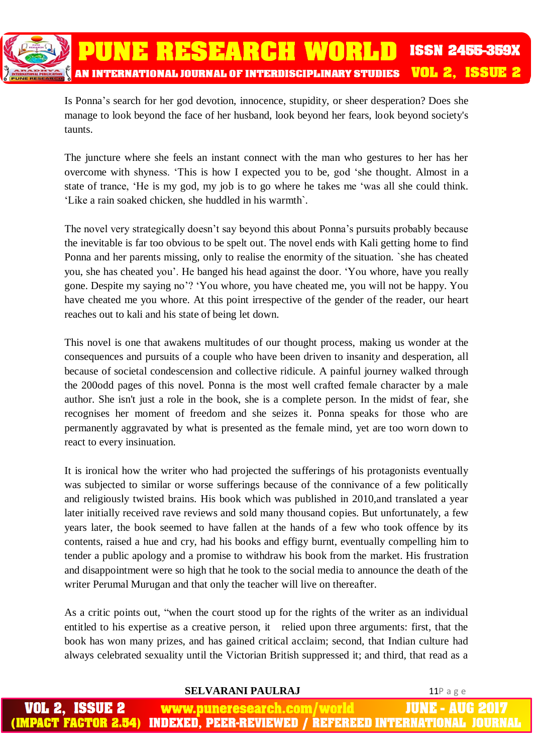Is Ponna's search for her god devotion, innocence, stupidity, or sheer desperation? Does she manage to look beyond the face of her husband, look beyond her fears, look beyond society's taunts.

The juncture where she feels an instant connect with the man who gestures to her has her overcome with shyness. 'This is how I expected you to be, god 'she thought. Almost in a state of trance, 'He is my god, my job is to go where he takes me 'was all she could think. 'Like a rain soaked chicken, she huddled in his warmth`.

The novel very strategically doesn't say beyond this about Ponna's pursuits probably because the inevitable is far too obvious to be spelt out. The novel ends with Kali getting home to find Ponna and her parents missing, only to realise the enormity of the situation. `she has cheated you, she has cheated you'. He banged his head against the door. 'You whore, have you really gone. Despite my saying no'? 'You whore, you have cheated me, you will not be happy. You have cheated me you whore. At this point irrespective of the gender of the reader, our heart reaches out to kali and his state of being let down.

This novel is one that awakens multitudes of our thought process, making us wonder at the consequences and pursuits of a couple who have been driven to insanity and desperation, all because of societal condescension and collective ridicule. A painful journey walked through the 200odd pages of this novel. Ponna is the most well crafted female character by a male author. She isn't just a role in the book, she is a complete person. In the midst of fear, she recognises her moment of freedom and she seizes it. Ponna speaks for those who are permanently aggravated by what is presented as the female mind, yet are too worn down to react to every insinuation.

It is ironical how the writer who had projected the sufferings of his protagonists eventually was subjected to similar or worse sufferings because of the connivance of a few politically and religiously twisted brains. His book which was published in 2010,and translated a year later initially received rave reviews and sold many thousand copies. But unfortunately, a few years later, the book seemed to have fallen at the hands of a few who took offence by its contents, raised a hue and cry, had his books and effigy burnt, eventually compelling him to tender a public apology and a promise to withdraw his book from the market. His frustration and disappointment were so high that he took to the social media to announce the death of the writer Perumal Murugan and that only the teacher will live on thereafter.

As a critic points out, "when the court stood up for the rights of the writer as an individual entitled to his expertise as a creative person, it relied upon three arguments: first, that the book has won many prizes, and has gained critical acclaim; second, that Indian culture had always celebrated sexuality until the Victorian British suppressed it; and third, that read as a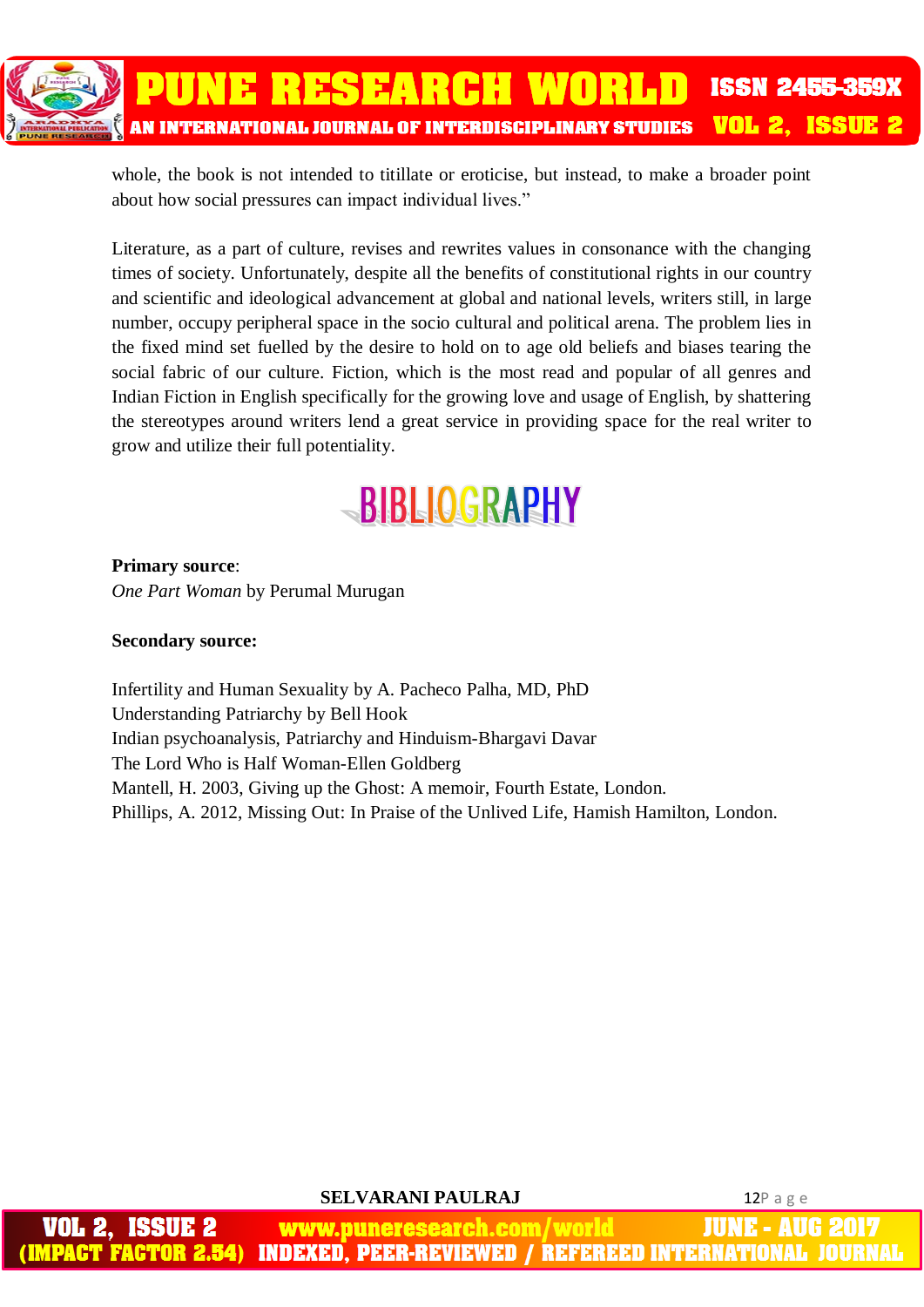whole, the book is not intended to titillate or eroticise, but instead, to make a broader point about how social pressures can impact individual lives."

Literature, as a part of culture, revises and rewrites values in consonance with the changing times of society. Unfortunately, despite all the benefits of constitutional rights in our country and scientific and ideological advancement at global and national levels, writers still, in large number, occupy peripheral space in the socio cultural and political arena. The problem lies in the fixed mind set fuelled by the desire to hold on to age old beliefs and biases tearing the social fabric of our culture. Fiction, which is the most read and popular of all genres and Indian Fiction in English specifically for the growing love and usage of English, by shattering the stereotypes around writers lend a great service in providing space for the real writer to grow and utilize their full potentiality.

## BIBLIOGRAPHY

**Primary source**:
*One Part Woman* by Perumal Murugan

**Secondary source:**

Infertility and Human Sexuality by A. Pacheco Palha, MD, PhD
Understanding Patriarchy by Bell Hook
Indian psychoanalysis, Patriarchy and Hinduism-Bhargavi Davar
The Lord Who is Half Woman-Ellen Goldberg
Mantell, H. 2003, Giving up the Ghost: A memoir, Fourth Estate, London.
Phillips, A. 2012, Missing Out: In Praise of the Unlived Life, Hamish Hamilton, London.